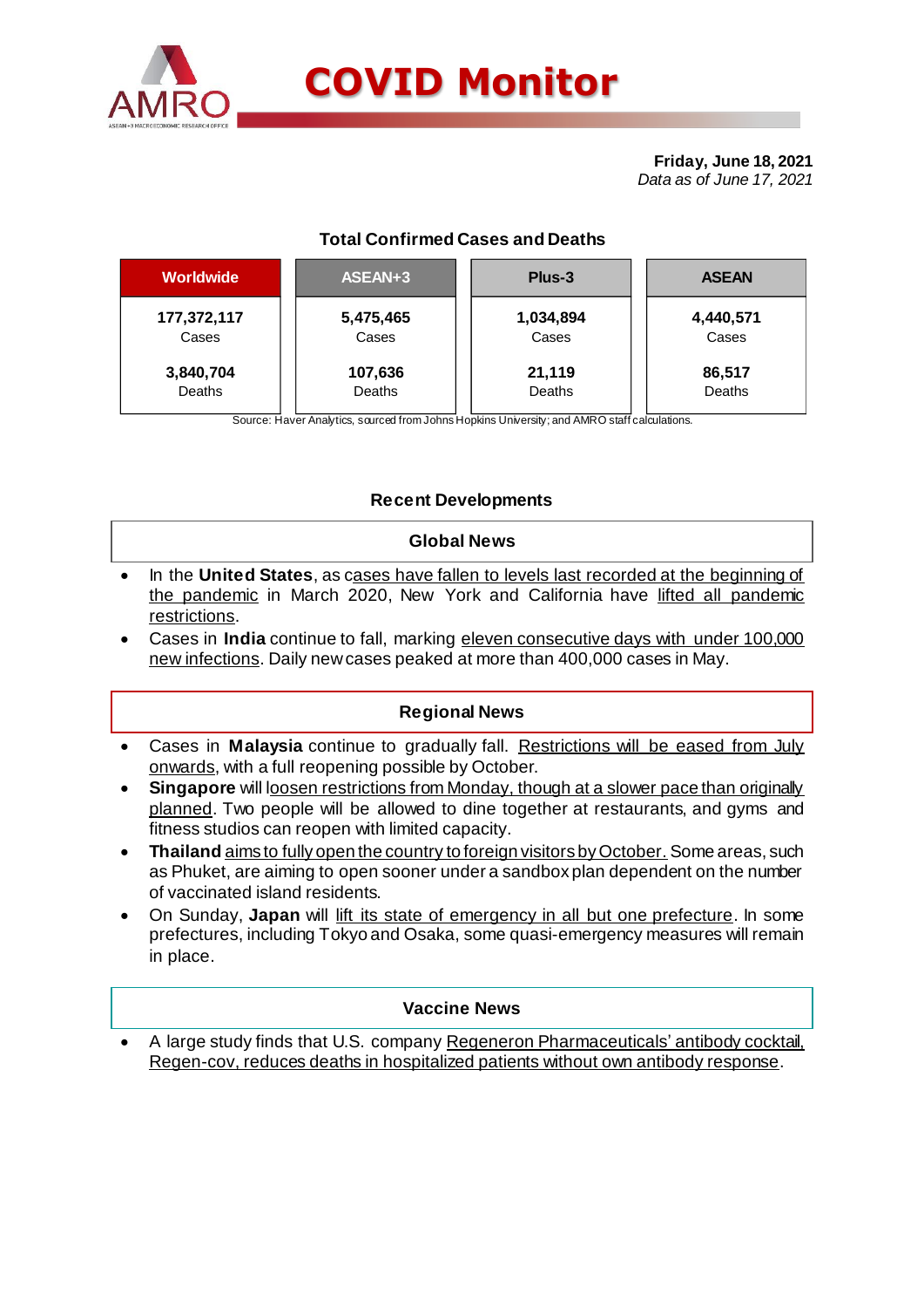# COVID Monitor

**Friday, June 18, 2021**
*Data as of June 17, 2021*

## Total Confirmed Cases and Deaths

| Worldwide | ASEAN+3 | Plus-3 | ASEAN |
|---|---|---|---|
| **177,372,117** Cases | **5,475,465** Cases | **1,034,894** Cases | **4,440,571** Cases |
| **3,840,704** Deaths | **107,636** Deaths | **21,119** Deaths | **86,517** Deaths |

Source: Haver Analytics, sourced from Johns Hopkins University; and AMRO staff calculations.

## Recent Developments

### Global News

- In the **United States**, as cases have fallen to levels last recorded at the beginning of the pandemic in March 2020, New York and California have lifted all pandemic restrictions.
- Cases in **India** continue to fall, marking eleven consecutive days with under 100,000 new infections. Daily new cases peaked at more than 400,000 cases in May.

### Regional News

- Cases in **Malaysia** continue to gradually fall. Restrictions will be eased from July onwards, with a full reopening possible by October.
- **Singapore** will loosen restrictions from Monday, though at a slower pace than originally planned. Two people will be allowed to dine together at restaurants, and gyms and fitness studios can reopen with limited capacity.
- **Thailand** aims to fully open the country to foreign visitors by October. Some areas, such as Phuket, are aiming to open sooner under a sandbox plan dependent on the number of vaccinated island residents.
- On Sunday, **Japan** will lift its state of emergency in all but one prefecture. In some prefectures, including Tokyo and Osaka, some quasi-emergency measures will remain in place.

### Vaccine News

- A large study finds that U.S. company Regeneron Pharmaceuticals' antibody cocktail, Regen-cov, reduces deaths in hospitalized patients without own antibody response.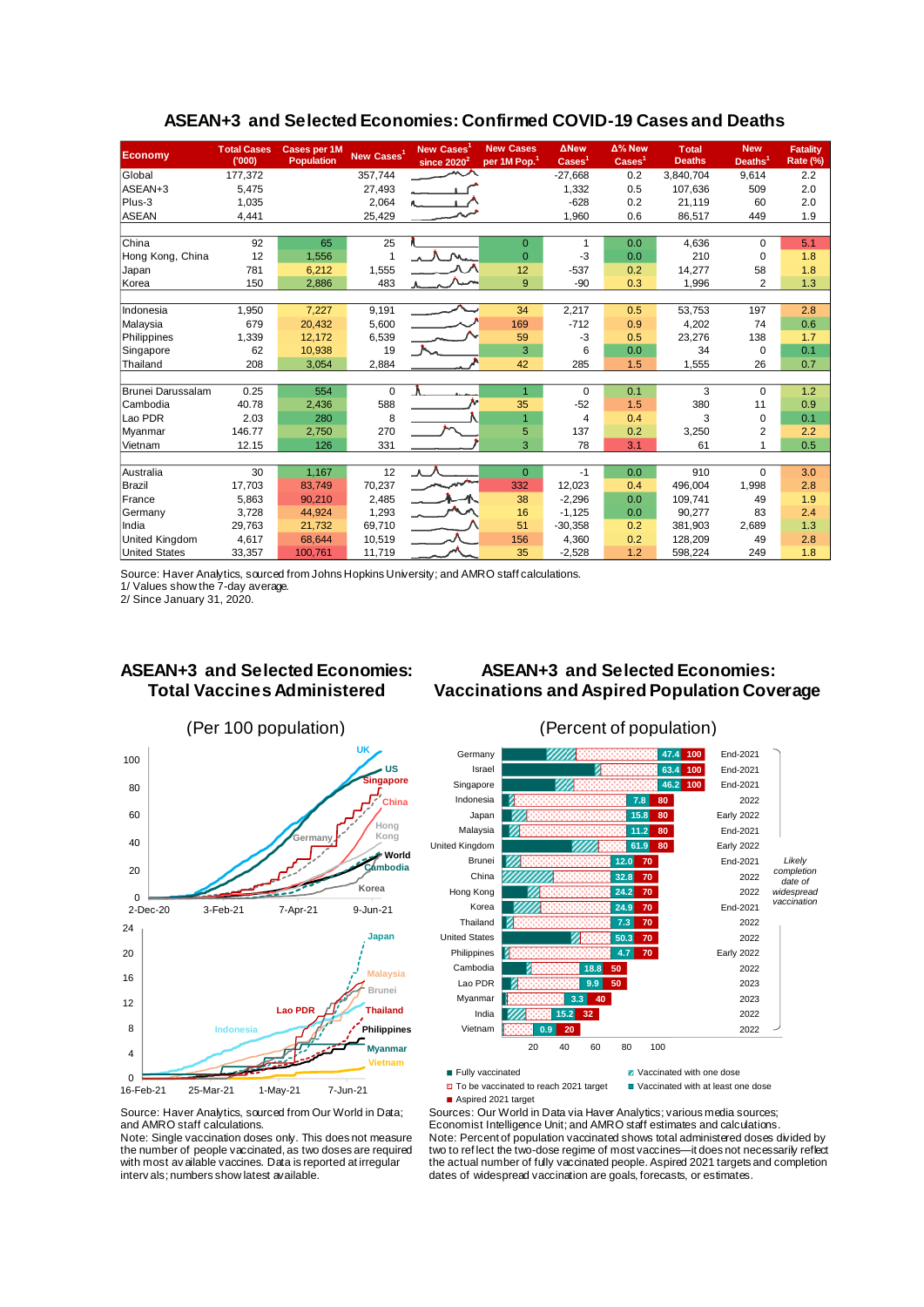## ASEAN+3 and Selected Economies: Confirmed COVID-19 Cases and Deaths

| Economy | Total Cases ('000) | Cases per 1M Population | New Cases[1] | New Cases[1] since 2020[2] | New Cases per 1M Pop.[1] | ΔNew Cases[1] | Δ% New Cases[1] | Total Deaths | New Deaths[1] | Fatality Rate (%) |
|---|---|---|---|---|---|---|---|---|---|---|
| Global | 177,372 | | 357,744 | | | -27,668 | 0.2 | 3,840,704 | 9,614 | 2.2 |
| ASEAN+3 | 5,475 | | 27,493 | | | 1,332 | 0.5 | 107,636 | 509 | 2.0 |
| Plus-3 | 1,035 | | 2,064 | | | -628 | 0.2 | 21,119 | 60 | 2.0 |
| ASEAN | 4,441 | | 25,429 | | | 1,960 | 0.6 | 86,517 | 449 | 1.9 |
| | | | | | | | | | | |
| China | 92 | 65 | 25 | | 0 | 1 | 0.0 | 4,636 | 0 | 5.1 |
| Hong Kong, China | 12 | 1,556 | 1 | | 0 | -3 | 0.0 | 210 | 0 | 1.8 |
| Japan | 781 | 6,212 | 1,555 | | 12 | -537 | 0.2 | 14,277 | 58 | 1.8 |
| Korea | 150 | 2,886 | 483 | | 9 | -90 | 0.3 | 1,996 | 2 | 1.3 |
| | | | | | | | | | | |
| Indonesia | 1,950 | 7,227 | 9,191 | | 34 | 2,217 | 0.5 | 53,753 | 197 | 2.8 |
| Malaysia | 679 | 20,432 | 5,600 | | 169 | -712 | 0.9 | 4,202 | 74 | 0.6 |
| Philippines | 1,339 | 12,172 | 6,539 | | 59 | -3 | 0.5 | 23,276 | 138 | 1.7 |
| Singapore | 62 | 10,938 | 19 | | 3 | 6 | 0.0 | 34 | 0 | 0.1 |
| Thailand | 208 | 3,054 | 2,884 | | 42 | 285 | 1.5 | 1,555 | 26 | 0.7 |
| | | | | | | | | | | |
| Brunei Darussalam | 0.25 | 554 | 0 | | 1 | 0 | 0.1 | 3 | 0 | 1.2 |
| Cambodia | 40.78 | 2,436 | 588 | | 35 | -52 | 1.5 | 380 | 11 | 0.9 |
| Lao PDR | 2.03 | 280 | 8 | | 1 | 4 | 0.4 | 3 | 0 | 0.1 |
| Myanmar | 146.77 | 2,750 | 270 | | 5 | 137 | 0.2 | 3,250 | 2 | 2.2 |
| Vietnam | 12.15 | 126 | 331 | | 3 | 78 | 3.1 | 61 | 1 | 0.5 |
| | | | | | | | | | | |
| Australia | 30 | 1,167 | 12 | | 0 | -1 | 0.0 | 910 | 0 | 3.0 |
| Brazil | 17,703 | 83,749 | 70,237 | | 332 | 12,023 | 0.4 | 496,004 | 1,998 | 2.8 |
| France | 5,863 | 90,210 | 2,485 | | 38 | -2,296 | 0.0 | 109,741 | 49 | 1.9 |
| Germany | 3,728 | 44,924 | 1,293 | | 16 | -1,125 | 0.0 | 90,277 | 83 | 2.4 |
| India | 29,763 | 21,732 | 69,710 | | 51 | -30,358 | 0.2 | 381,903 | 2,689 | 1.3 |
| United Kingdom | 4,617 | 68,634 | 10,519 | | 156 | 4,360 | 0.2 | 128,209 | 49 | 2.8 |
| United States | 33,357 | 100,761 | 11,719 | | 35 | -2,528 | 1.2 | 598,224 | 249 | 1.8 |

Source: Haver Analytics, sourced from Johns Hopkins University; and AMRO staff calculations.
1/ Values show the 7-day average.
2/ Since January 31, 2020.

## ASEAN+3 and Selected Economies: Total Vaccines Administered

(Per 100 population)

Source: Haver Analytics, sourced from Our World in Data; and AMRO staff calculations.
Note: Single vaccination doses only. This does not measure the number of people vaccinated, as two doses are required with most available vaccines. Data is reported at irregular intervals; numbers show latest available.

## ASEAN+3 and Selected Economies: Vaccinations and Aspired Population Coverage

(Percent of population)

| Economy | Percent vaccinated | Aspired 2021 target | Likely completion date of widespread vaccination |
|---|---|---|---|
| Germany | 47.4 | 100 | End-2021 |
| Israel | 63.4 | 100 | End-2021 |
| Singapore | 46.2 | 100 | End-2021 |
| Indonesia | 7.8 | 80 | 2022 |
| Japan | 15.8 | 80 | Early 2022 |
| Malaysia | 11.2 | 80 | End-2021 |
| United Kingdom | 61.9 | 80 | Early 2022 |
| Brunei | 12.0 | 70 | End-2021 |
| China | 32.8 | 70 | 2022 |
| Hong Kong | 24.2 | 70 | 2022 |
| Korea | 24.9 | 70 | End-2021 |
| Thailand | 7.3 | 70 | 2022 |
| United States | 50.3 | 70 | 2022 |
| Philippines | 4.7 | 70 | Early 2022 |
| Cambodia | 18.8 | 50 | 2022 |
| Lao PDR | 9.9 | 50 | 2023 |
| Myanmar | 3.3 | 40 | 2023 |
| India | 15.2 | 32 | 2022 |
| Vietnam | 0.9 | 20 | 2022 |

Legend: Fully vaccinated; Vaccinated with one dose; To be vaccinated to reach 2021 target; Vaccinated with at least one dose; Aspired 2021 target

Sources: Our World in Data via Haver Analytics; various media sources; Economist Intelligence Unit; and AMRO staff estimates and calculations.
Note: Percent of population vaccinated shows total administered doses divided by two to reflect the two-dose regime of most vaccines—it does not necessarily reflect the actual number of fully vaccinated people. Aspired 2021 targets and completion dates of widespread vaccination are goals, forecasts, or estimates.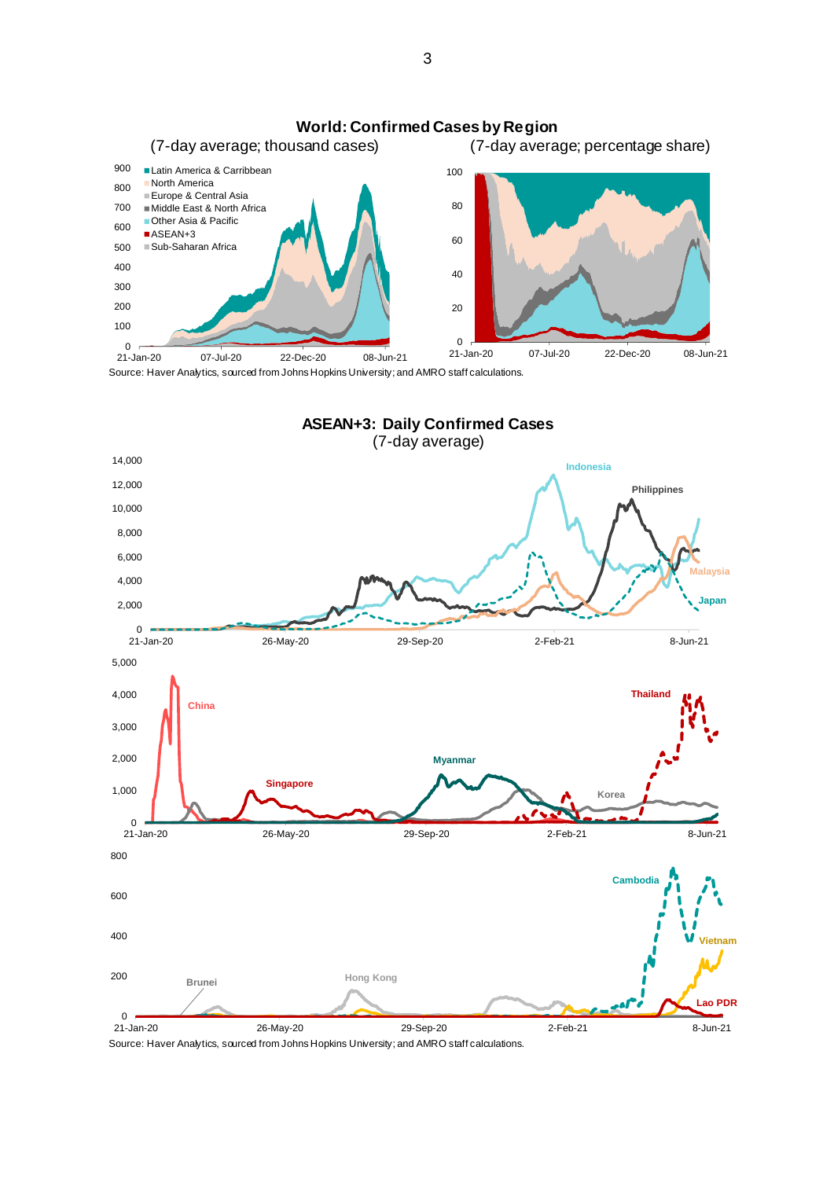**World: Confirmed Cases by Region**

(7-day average; thousand cases) (7-day average; percentage share)

Source: Haver Analytics, sourced from Johns Hopkins University; and AMRO staff calculations.

**ASEAN+3: Daily Confirmed Cases**
(7-day average)

Source: Haver Analytics, sourced from Johns Hopkins University; and AMRO staff calculations.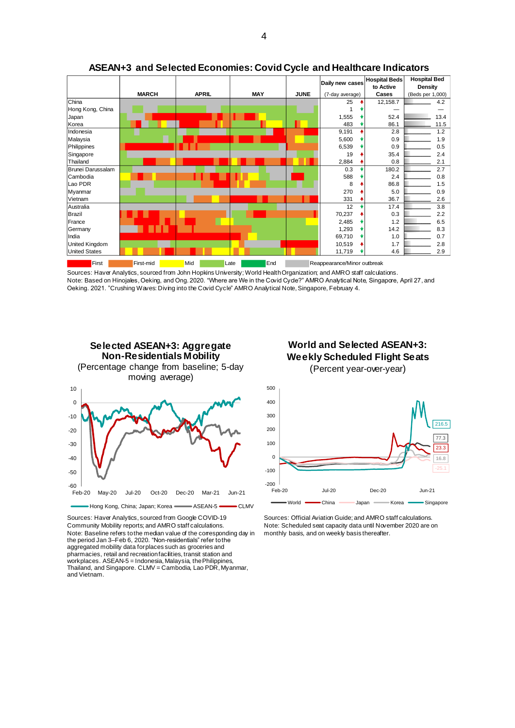## ASEAN+3 and Selected Economies: Covid Cycle and Healthcare Indicators

| | MARCH | APRIL | MAY | JUNE | Daily new cases (7-day average) | Hospital Beds to Active Cases | Hospital Bed Density (Beds per 1,000) |
|---|---|---|---|---|---|---|---|
| China | | | | | 25 ▲ | 12,158.7 | 4.2 |
| Hong Kong, China | | | | | 1 ▼ | — | — |
| Japan | | | | | 1,555 ▼ | 52.4 | 13.4 |
| Korea | | | | | 483 ▼ | 86.1 | 11.5 |
| Indonesia | | | | | 9,191 ▲ | 2.8 | 1.2 |
| Malaysia | | | | | 5,600 ▼ | 0.9 | 1.9 |
| Philippines | | | | | 6,539 ▼ | 0.9 | 0.5 |
| Singapore | | | | | 19 ▲ | 35.4 | 2.4 |
| Thailand | | | | | 2,884 ▲ | 0.8 | 2.1 |
| Brunei Darussalam | | | | | 0.3 ▼ | 180.2 | 2.7 |
| Cambodia | | | | | 588 ▼ | 2.4 | 0.8 |
| Lao PDR | | | | | 8 ▲ | 86.8 | 1.5 |
| Myanmar | | | | | 270 ▲ | 5.0 | 0.9 |
| Vietnam | | | | | 331 ▲ | 36.7 | 2.6 |
| Australia | | | | | 12 ▼ | 17.4 | 3.8 |
| Brazil | | | | | 70,237 ▲ | 0.3 | 2.2 |
| France | | | | | 2,485 ▼ | 1.2 | 6.5 |
| Germany | | | | | 1,293 ▼ | 14.2 | 8.3 |
| India | | | | | 69,710 ▼ | 1.0 | 0.7 |
| United Kingdom | | | | | 10,519 ▲ | 1.7 | 2.8 |
| United States | | | | | 11,719 ▼ | 4.6 | 2.9 |

First | First-mid | Mid | Late | End | Reappearance/Minor outbreak

Sources: Haver Analytics, sourced from John Hopkins University; World Health Organization; and AMRO staff calculations.
Note: Based on Hinojales, Oeking, and Ong. 2020. "Where are We in the Covid Cycle?" AMRO Analytical Note, Singapore, April 27, and Oeking. 2021. "Crushing Waves: Diving into the Covid Cycle" AMRO Analytical Note, Singapore, February 4.

### Selected ASEAN+3: Aggregate Non-Residentials Mobility
(Percentage change from baseline; 5-day moving average)

10
0
-10
-20
-30
-40
-50
-60
Feb-20 May-20 Jul-20 Oct-20 Dec-20 Mar-21 Jun-21

Hong Kong, China; Japan; Korea — ASEAN-5 — CLMV

Sources: Haver Analytics, sourced from Google COVID-19 Community Mobility reports; and AMRO staff calculations.
Note: Baseline refers to the median value of the corresponding day in the period Jan 3–Feb 6, 2020. "Non-residentials" refer to the aggregated mobility data for places such as groceries and pharmacies, retail and recreation facilities, transit station and workplaces. ASEAN-5 = Indonesia, Malaysia, the Philippines, Thailand, and Singapore. CLMV = Cambodia, Lao PDR, Myanmar, and Vietnam.

### World and Selected ASEAN+3: Weekly Scheduled Flight Seats
(Percent year-over-year)

500
400
300
200
100
0
-100
-200
Feb-20 Jul-20 Dec-20 Jun-21

216.5
77.3
23.3
16.8
-25.1

World — China — Japan — Korea — Singapore

Sources: Official Aviation Guide; and AMRO staff calculations.
Note: Scheduled seat capacity data until November 2020 are on monthly basis, and on weekly basis thereafter.